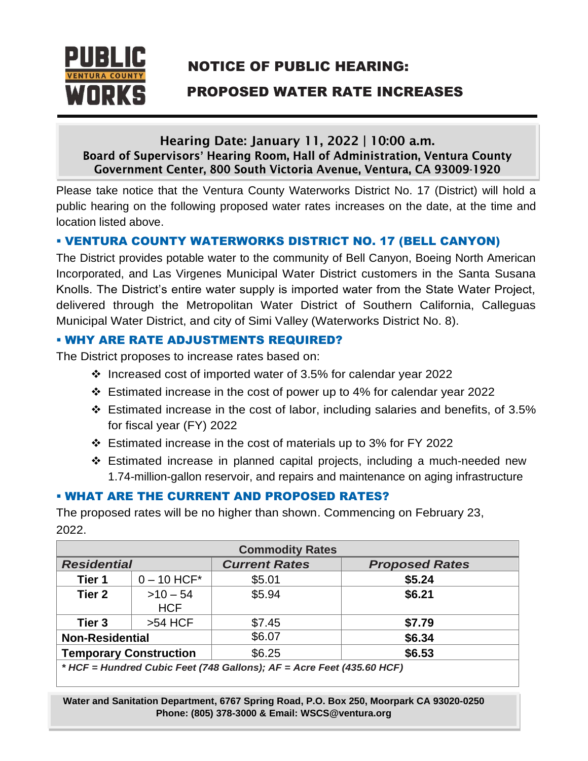PUBLIC VENTURA COUNTY WORKS

# NOTICE OF PUBLIC HEARING: PROPOSED WATER RATE INCREASES

**Hearing Date: January 11, 2022 | 10:00 a.m.**
**Board of Supervisors' Hearing Room, Hall of Administration, Ventura County Government Center, 800 South Victoria Avenue, Ventura, CA 93009-1920**

Please take notice that the Ventura County Waterworks District No. 17 (District) will hold a public hearing on the following proposed water rates increases on the date, at the time and location listed above.

## ▪ VENTURA COUNTY WATERWORKS DISTRICT NO. 17 (BELL CANYON)

The District provides potable water to the community of Bell Canyon, Boeing North American Incorporated, and Las Virgenes Municipal Water District customers in the Santa Susana Knolls. The District's entire water supply is imported water from the State Water Project, delivered through the Metropolitan Water District of Southern California, Calleguas Municipal Water District, and city of Simi Valley (Waterworks District No. 8).

## ▪ WHY ARE RATE ADJUSTMENTS REQUIRED?

The District proposes to increase rates based on:

- Increased cost of imported water of 3.5% for calendar year 2022
- Estimated increase in the cost of power up to 4% for calendar year 2022
- Estimated increase in the cost of labor, including salaries and benefits, of 3.5% for fiscal year (FY) 2022
- Estimated increase in the cost of materials up to 3% for FY 2022
- Estimated increase in planned capital projects, including a much-needed new 1.74-million-gallon reservoir, and repairs and maintenance on aging infrastructure

## ▪ WHAT ARE THE CURRENT AND PROPOSED RATES?

The proposed rates will be no higher than shown. Commencing on February 23, 2022.

| Commodity Rates | | | |
|---|---|---|---|
| ***Residential*** | | ***Current Rates*** | ***Proposed Rates*** |
| **Tier 1** | 0 – 10 HCF* | $5.01 | **$5.24** |
| **Tier 2** | >10 – 54 HCF | $5.94 | **$6.21** |
| **Tier 3** | >54 HCF | $7.45 | **$7.79** |
| **Non-Residential** | | $6.07 | **$6.34** |
| **Temporary Construction** | | $6.25 | **$6.53** |

***\* HCF = Hundred Cubic Feet (748 Gallons); AF = Acre Feet (435.60 HCF)***

**Water and Sanitation Department, 6767 Spring Road, P.O. Box 250, Moorpark CA 93020-0250**
**Phone: (805) 378-3000 & Email: WSCS@ventura.org**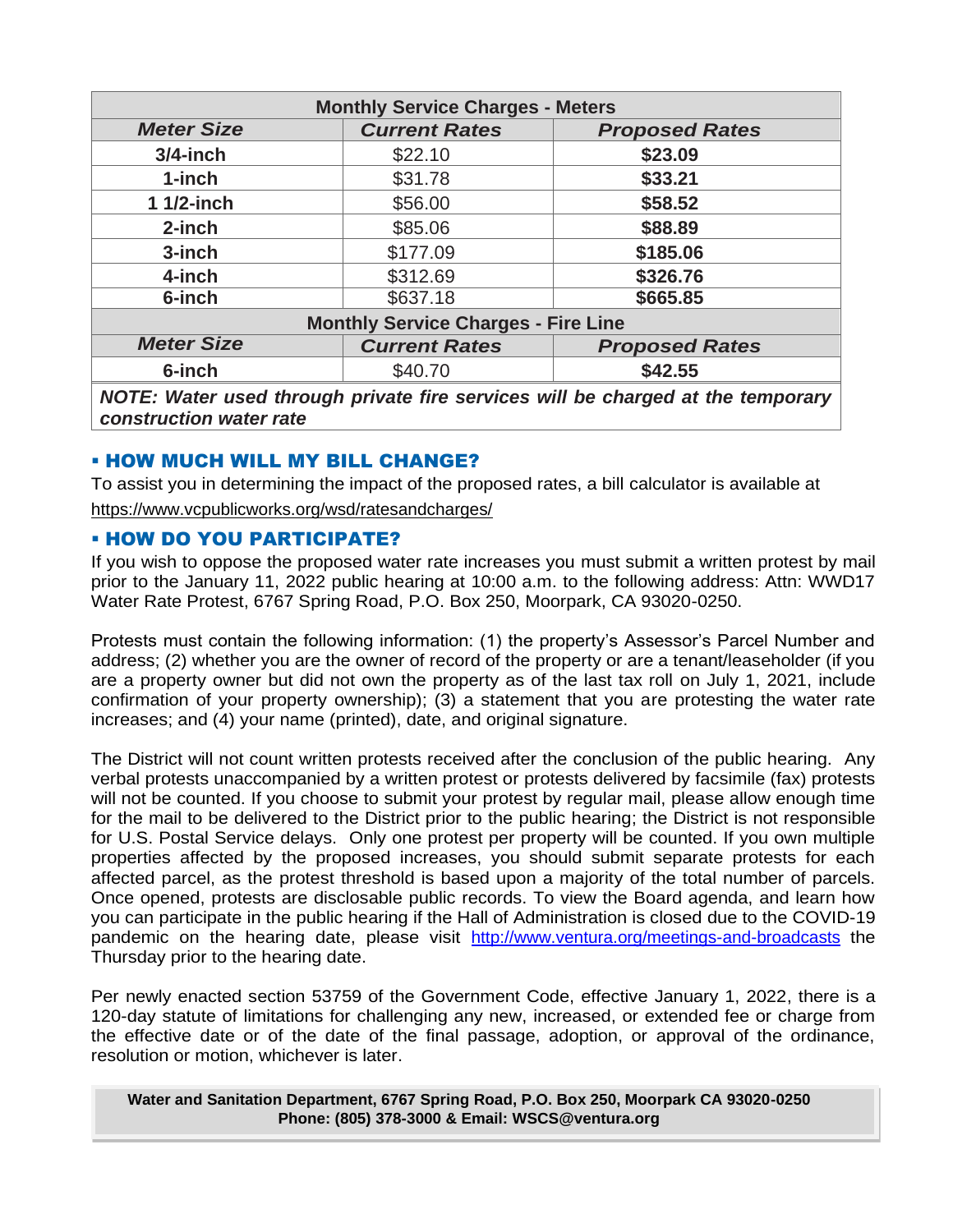| Monthly Service Charges - Meters | | |
|---|---|---|
| ***Meter Size*** | ***Current Rates*** | ***Proposed Rates*** |
| **3/4-inch** | $22.10 | **$23.09** |
| **1-inch** | $31.78 | **$33.21** |
| **1 1/2-inch** | $56.00 | **$58.52** |
| **2-inch** | $85.06 | **$88.89** |
| **3-inch** | $177.09 | **$185.06** |
| **4-inch** | $312.69 | **$326.76** |
| **6-inch** | $637.18 | **$665.85** |
| **Monthly Service Charges - Fire Line** | | |
| ***Meter Size*** | ***Current Rates*** | ***Proposed Rates*** |
| **6-inch** | $40.70 | **$42.55** |

***NOTE: Water used through private fire services will be charged at the temporary construction water rate***

## ▪ HOW MUCH WILL MY BILL CHANGE?

To assist you in determining the impact of the proposed rates, a bill calculator is available at https://www.vcpublicworks.org/wsd/ratesandcharges/

## ▪ HOW DO YOU PARTICIPATE?

If you wish to oppose the proposed water rate increases you must submit a written protest by mail prior to the January 11, 2022 public hearing at 10:00 a.m. to the following address: Attn: WWD17 Water Rate Protest, 6767 Spring Road, P.O. Box 250, Moorpark, CA 93020-0250.

Protests must contain the following information: (1) the property's Assessor's Parcel Number and address; (2) whether you are the owner of record of the property or are a tenant/leaseholder (if you are a property owner but did not own the property as of the last tax roll on July 1, 2021, include confirmation of your property ownership); (3) a statement that you are protesting the water rate increases; and (4) your name (printed), date, and original signature.

The District will not count written protests received after the conclusion of the public hearing. Any verbal protests unaccompanied by a written protest or protests delivered by facsimile (fax) protests will not be counted. If you choose to submit your protest by regular mail, please allow enough time for the mail to be delivered to the District prior to the public hearing; the District is not responsible for U.S. Postal Service delays. Only one protest per property will be counted. If you own multiple properties affected by the proposed increases, you should submit separate protests for each affected parcel, as the protest threshold is based upon a majority of the total number of parcels. Once opened, protests are disclosable public records. To view the Board agenda, and learn how you can participate in the public hearing if the Hall of Administration is closed due to the COVID-19 pandemic on the hearing date, please visit http://www.ventura.org/meetings-and-broadcasts the Thursday prior to the hearing date.

Per newly enacted section 53759 of the Government Code, effective January 1, 2022, there is a 120-day statute of limitations for challenging any new, increased, or extended fee or charge from the effective date or of the date of the final passage, adoption, or approval of the ordinance, resolution or motion, whichever is later.

**Water and Sanitation Department, 6767 Spring Road, P.O. Box 250, Moorpark CA 93020-0250**
**Phone: (805) 378-3000 & Email: WSCS@ventura.org**